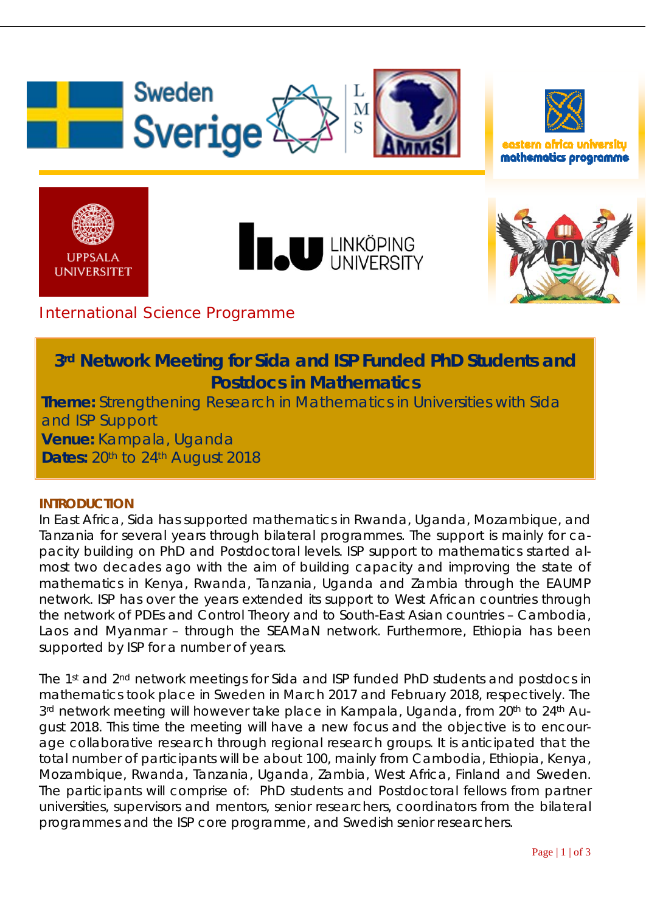Sweden Sverige

eastern africa university mathematics programme

UPPSALA UNIVERSITET

LINKÖPING UNIVERSITY

International Science Programme

# 3rd Network Meeting for Sida and ISP Funded PhD Students and Postdocs in Mathematics

**Theme:** Strengthening Research in Mathematics in Universities with Sida and ISP Support
**Venue:** Kampala, Uganda
**Dates:** 20th to 24th August 2018

## INTRODUCTION

In East Africa, Sida has supported mathematics in Rwanda, Uganda, Mozambique, and Tanzania for several years through bilateral programmes. The support is mainly for capacity building on PhD and Postdoctoral levels. ISP support to mathematics started almost two decades ago with the aim of building capacity and improving the state of mathematics in Kenya, Rwanda, Tanzania, Uganda and Zambia through the EAUMP network. ISP has over the years extended its support to West African countries through the network of PDEs and Control Theory and to South-East Asian countries – Cambodia, Laos and Myanmar – through the SEAMaN network. Furthermore, Ethiopia has been supported by ISP for a number of years.

The 1st and 2nd network meetings for Sida and ISP funded PhD students and postdocs in mathematics took place in Sweden in March 2017 and February 2018, respectively. The 3rd network meeting will however take place in Kampala, Uganda, from 20th to 24th August 2018. This time the meeting will have a new focus and the objective is to encourage collaborative research through regional research groups. It is anticipated that the total number of participants will be about 100, mainly from Cambodia, Ethiopia, Kenya, Mozambique, Rwanda, Tanzania, Uganda, Zambia, West Africa, Finland and Sweden. The participants will comprise of: PhD students and Postdoctoral fellows from partner universities, supervisors and mentors, senior researchers, coordinators from the bilateral programmes and the ISP core programme, and Swedish senior researchers.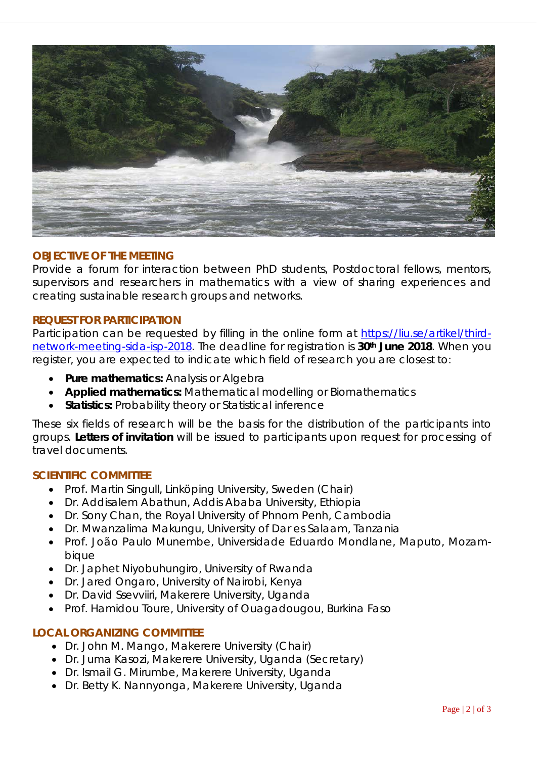## OBJECTIVE OF THE MEETING

Provide a forum for interaction between PhD students, Postdoctoral fellows, mentors, supervisors and researchers in mathematics with a view of sharing experiences and creating sustainable research groups and networks.

## REQUEST FOR PARTICIPATION

Participation can be requested by filling in the online form at [https://liu.se/artikel/third-network-meeting-sida-isp-2018](https://liu.se/artikel/third-network-meeting-sida-isp-2018). The deadline for registration is **30th June 2018**. When you register, you are expected to indicate which field of research you are closest to:

- **Pure mathematics:** Analysis or Algebra
- **Applied mathematics:** Mathematical modelling or Biomathematics
- **Statistics:** Probability theory or Statistical inference

These six fields of research will be the basis for the distribution of the participants into groups. **Letters of invitation** will be issued to participants upon request for processing of travel documents.

## SCIENTIFIC COMMITTEE

- Prof. Martin Singull, Linköping University, Sweden (Chair)
- Dr. Addisalem Abathun, Addis Ababa University, Ethiopia
- Dr. Sony Chan, the Royal University of Phnom Penh, Cambodia
- Dr. Mwanzalima Makungu, University of Dar es Salaam, Tanzania
- Prof. João Paulo Munembe, Universidade Eduardo Mondlane, Maputo, Mozambique
- Dr. Japhet Niyobuhungiro, University of Rwanda
- Dr. Jared Ongaro, University of Nairobi, Kenya
- Dr. David Ssevviiri, Makerere University, Uganda
- Prof. Hamidou Toure, University of Ouagadougou, Burkina Faso

## LOCAL ORGANIZING COMMITTEE

- Dr. John M. Mango, Makerere University (Chair)
- Dr. Juma Kasozi, Makerere University, Uganda (Secretary)
- Dr. Ismail G. Mirumbe, Makerere University, Uganda
- Dr. Betty K. Nannyonga, Makerere University, Uganda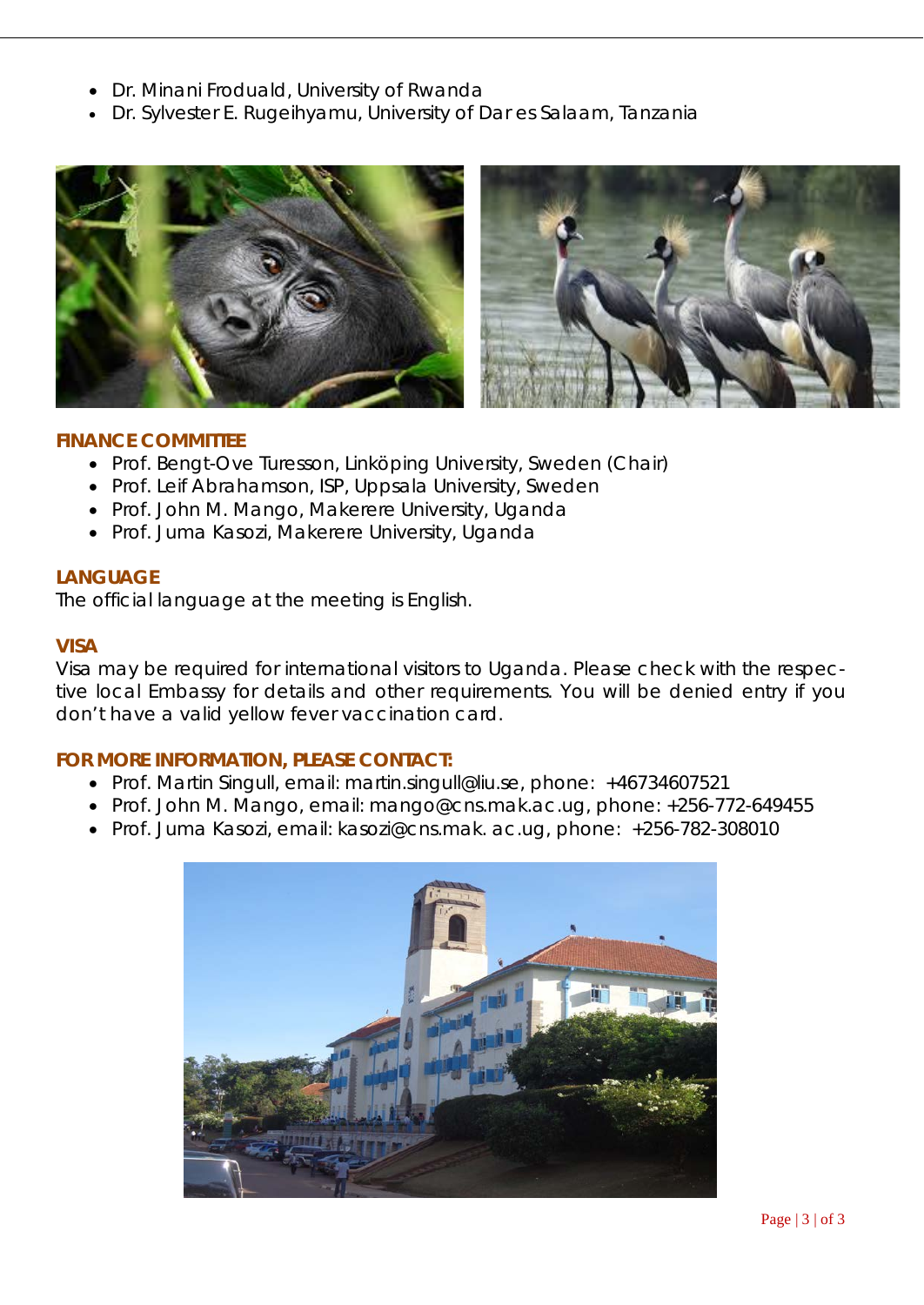- Dr. Minani Froduald, University of Rwanda
- Dr. Sylvester E. Rugeihyamu, University of Dar es Salaam, Tanzania

## FINANCE COMMITTEE

- Prof. Bengt-Ove Turesson, Linköping University, Sweden (Chair)
- Prof. Leif Abrahamson, ISP, Uppsala University, Sweden
- Prof. John M. Mango, Makerere University, Uganda
- Prof. Juma Kasozi, Makerere University, Uganda

## LANGUAGE

The official language at the meeting is English.

## VISA

Visa may be required for international visitors to Uganda. Please check with the respective local Embassy for details and other requirements. You will be denied entry if you don't have a valid yellow fever vaccination card.

## FOR MORE INFORMATION, PLEASE CONTACT:

- Prof. Martin Singull, email: martin.singull@liu.se, phone: +46734607521
- Prof. John M. Mango, email: mango@cns.mak.ac.ug, phone: +256-772-649455
- Prof. Juma Kasozi, email: kasozi@cns.mak.ac.ug, phone: +256-782-308010